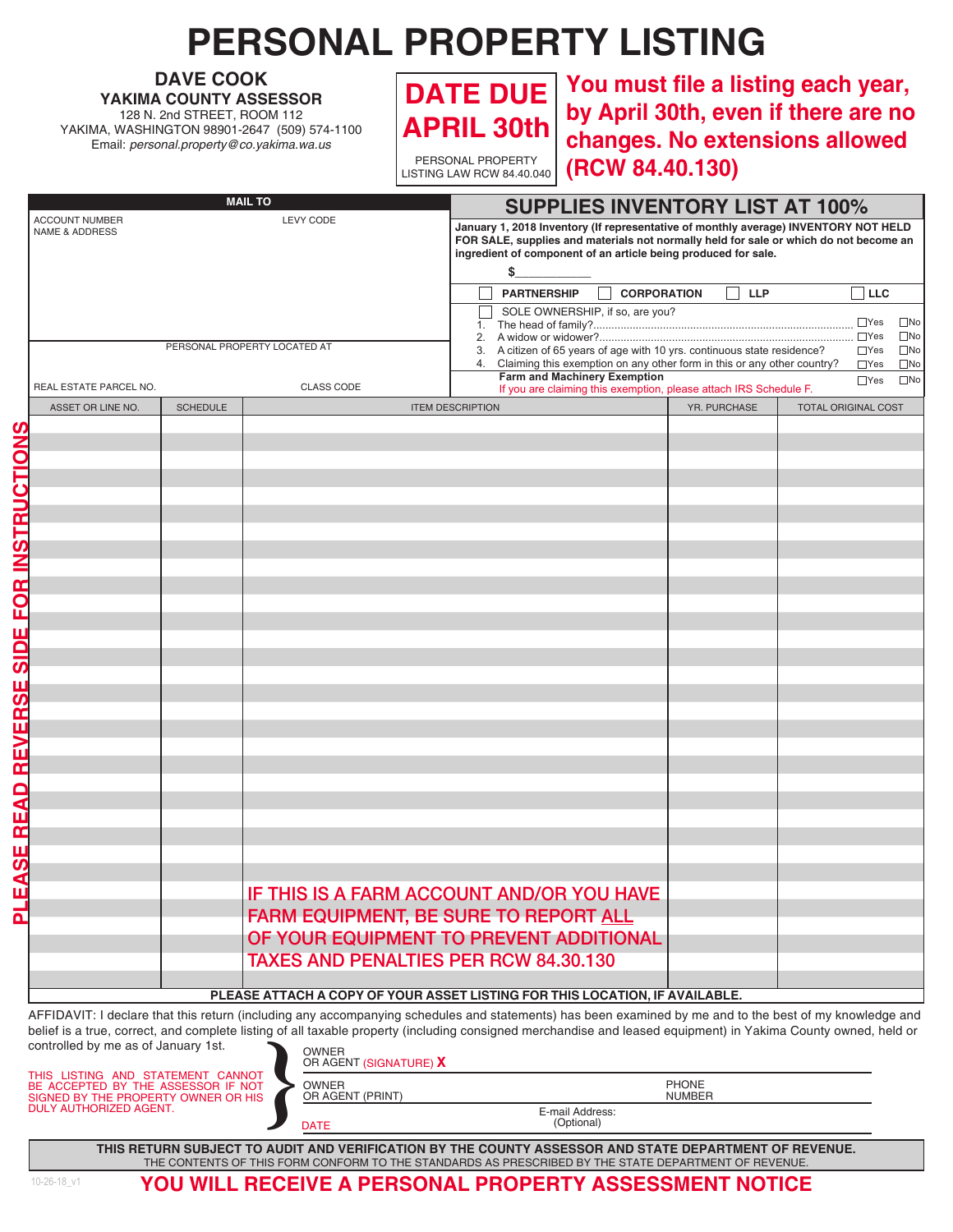# PERSONAL PROPERTY LISTING

**DAVE COOK**
**YAKIMA COUNTY ASSESSOR**
128 N. 2nd STREET, ROOM 112
YAKIMA, WASHINGTON 98901-2647 (509) 574-1100
Email: *personal.property@co.yakima.wa.us*

**DATE DUE APRIL 30th**
PERSONAL PROPERTY LISTING LAW RCW 84.40.040

**You must file a listing each year, by April 30th, even if there are no changes. No extensions allowed (RCW 84.40.130)**

**MAIL TO**

ACCOUNT NUMBER
NAME & ADDRESS

LEVY CODE

PERSONAL PROPERTY LOCATED AT

REAL ESTATE PARCEL NO.

CLASS CODE

## SUPPLIES INVENTORY LIST AT 100%

**January 1, 2018 Inventory (If representative of monthly average) INVENTORY NOT HELD FOR SALE, supplies and materials not normally held for sale or which do not become an ingredient of component of an article being produced for sale.**

**$**____________

☐ **PARTNERSHIP** ☐ **CORPORATION** ☐ **LLP** ☐ **LLC**

☐ SOLE OWNERSHIP, if so, are you?

1. The head of family? ☐Yes ☐No
2. A widow or widower? ☐Yes ☐No
3. A citizen of 65 years of age with 10 yrs. continuous state residence? ☐Yes ☐No
4. Claiming this exemption on any other form in this or any other country? ☐Yes ☐No

**Farm and Machinery Exemption** ☐Yes ☐No
If you are claiming this exemption, please attach IRS Schedule F.

PLEASE READ REVERSE SIDE FOR INSTRUCTIONS

| ASSET OR LINE NO. | SCHEDULE | ITEM DESCRIPTION | YR. PURCHASE | TOTAL ORIGINAL COST |
|---|---|---|---|---|
| | | | | |
| | | | | |
| | | | | |
| | | | | |
| | | | | |
| | | IF THIS IS A FARM ACCOUNT AND/OR YOU HAVE FARM EQUIPMENT, BE SURE TO REPORT ALL OF YOUR EQUIPMENT TO PREVENT ADDITIONAL TAXES AND PENALTIES PER RCW 84.30.130 | | |

**PLEASE ATTACH A COPY OF YOUR ASSET LISTING FOR THIS LOCATION, IF AVAILABLE.**

AFFIDAVIT: I declare that this return (including any accompanying schedules and statements) has been examined by me and to the best of my knowledge and belief is a true, correct, and complete listing of all taxable property (including consigned merchandise and leased equipment) in Yakima County owned, held or controlled by me as of January 1st.

THIS LISTING AND STATEMENT CANNOT BE ACCEPTED BY THE ASSESSOR IF NOT SIGNED BY THE PROPERTY OWNER OR HIS DULY AUTHORIZED AGENT.

OWNER OR AGENT (SIGNATURE) **X** ____________________

OWNER OR AGENT (PRINT) ____________________ PHONE NUMBER ____________________

DATE ____________________ E-mail Address: (Optional) ____________________

**THIS RETURN SUBJECT TO AUDIT AND VERIFICATION BY THE COUNTY ASSESSOR AND STATE DEPARTMENT OF REVENUE.**
THE CONTENTS OF THIS FORM CONFORM TO THE STANDARDS AS PRESCRIBED BY THE STATE DEPARTMENT OF REVENUE.

10-26-18_v1

**YOU WILL RECEIVE A PERSONAL PROPERTY ASSESSMENT NOTICE**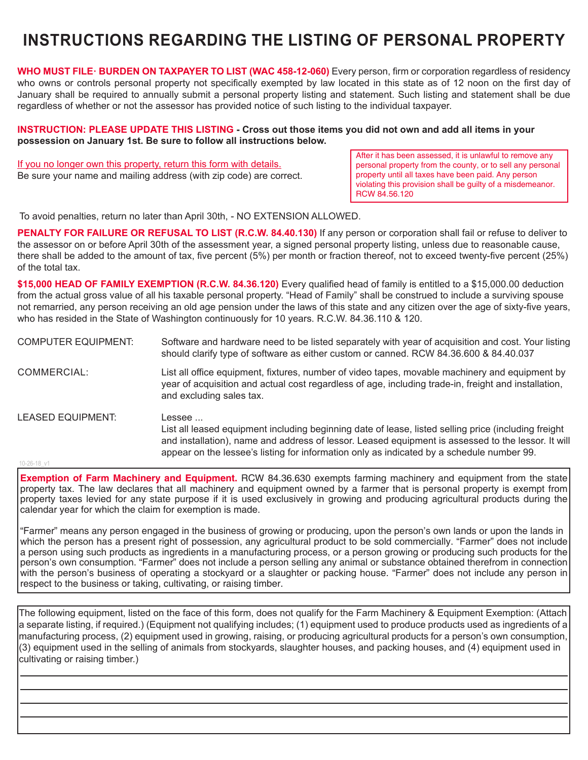# INSTRUCTIONS REGARDING THE LISTING OF PERSONAL PROPERTY

**WHO MUST FILE· BURDEN ON TAXPAYER TO LIST (WAC 458-12-060)** Every person, firm or corporation regardless of residency who owns or controls personal property not specifically exempted by law located in this state as of 12 noon on the first day of January shall be required to annually submit a personal property listing and statement. Such listing and statement shall be due regardless of whether or not the assessor has provided notice of such listing to the individual taxpayer.

**INSTRUCTION: PLEASE UPDATE THIS LISTING - Cross out those items you did not own and add all items in your possession on January 1st. Be sure to follow all instructions below.**

If you no longer own this property, return this form with details.
Be sure your name and mailing address (with zip code) are correct.

> After it has been assessed, it is unlawful to remove any personal property from the county, or to sell any personal property until all taxes have been paid. Any person violating this provision shall be guilty of a misdemeanor. RCW 84.56.120

To avoid penalties, return no later than April 30th, - NO EXTENSION ALLOWED.

**PENALTY FOR FAILURE OR REFUSAL TO LIST (R.C.W. 84.40.130)** If any person or corporation shall fail or refuse to deliver to the assessor on or before April 30th of the assessment year, a signed personal property listing, unless due to reasonable cause, there shall be added to the amount of tax, five percent (5%) per month or fraction thereof, not to exceed twenty-five percent (25%) of the total tax.

**$15,000 HEAD OF FAMILY EXEMPTION (R.C.W. 84.36.120)** Every qualified head of family is entitled to a $15,000.00 deduction from the actual gross value of all his taxable personal property. "Head of Family" shall be construed to include a surviving spouse not remarried, any person receiving an old age pension under the laws of this state and any citizen over the age of sixty-five years, who has resided in the State of Washington continuously for 10 years. R.C.W. 84.36.110 & 120.

COMPUTER EQUIPMENT: Software and hardware need to be listed separately with year of acquisition and cost. Your listing should clarify type of software as either custom or canned. RCW 84.36.600 & 84.40.037

COMMERCIAL: List all office equipment, fixtures, number of video tapes, movable machinery and equipment by year of acquisition and actual cost regardless of age, including trade-in, freight and installation, and excluding sales tax.

LEASED EQUIPMENT: Lessee ...
List all leased equipment including beginning date of lease, listed selling price (including freight and installation), name and address of lessor. Leased equipment is assessed to the lessor. It will appear on the lessee's listing for information only as indicated by a schedule number 99.

10-26-18_v1

**Exemption of Farm Machinery and Equipment.** RCW 84.36.630 exempts farming machinery and equipment from the state property tax. The law declares that all machinery and equipment owned by a farmer that is personal property is exempt from property taxes levied for any state purpose if it is used exclusively in growing and producing agricultural products during the calendar year for which the claim for exemption is made.

"Farmer" means any person engaged in the business of growing or producing, upon the person's own lands or upon the lands in which the person has a present right of possession, any agricultural product to be sold commercially. "Farmer" does not include a person using such products as ingredients in a manufacturing process, or a person growing or producing such products for the person's own consumption. "Farmer" does not include a person selling any animal or substance obtained therefrom in connection with the person's business of operating a stockyard or a slaughter or packing house. "Farmer" does not include any person in respect to the business or taking, cultivating, or raising timber.

The following equipment, listed on the face of this form, does not qualify for the Farm Machinery & Equipment Exemption: (Attach a separate listing, if required.) (Equipment not qualifying includes; (1) equipment used to produce products used as ingredients of a manufacturing process, (2) equipment used in growing, raising, or producing agricultural products for a person's own consumption, (3) equipment used in the selling of animals from stockyards, slaughter houses, and packing houses, and (4) equipment used in cultivating or raising timber.)

\_\_\_\_\_\_\_\_\_\_\_\_\_\_\_\_\_\_\_\_\_\_\_\_\_\_\_\_\_\_\_\_\_\_\_\_\_\_\_\_\_\_\_\_\_\_\_\_

\_\_\_\_\_\_\_\_\_\_\_\_\_\_\_\_\_\_\_\_\_\_\_\_\_\_\_\_\_\_\_\_\_\_\_\_\_\_\_\_\_\_\_\_\_\_\_\_

\_\_\_\_\_\_\_\_\_\_\_\_\_\_\_\_\_\_\_\_\_\_\_\_\_\_\_\_\_\_\_\_\_\_\_\_\_\_\_\_\_\_\_\_\_\_\_\_

\_\_\_\_\_\_\_\_\_\_\_\_\_\_\_\_\_\_\_\_\_\_\_\_\_\_\_\_\_\_\_\_\_\_\_\_\_\_\_\_\_\_\_\_\_\_\_\_